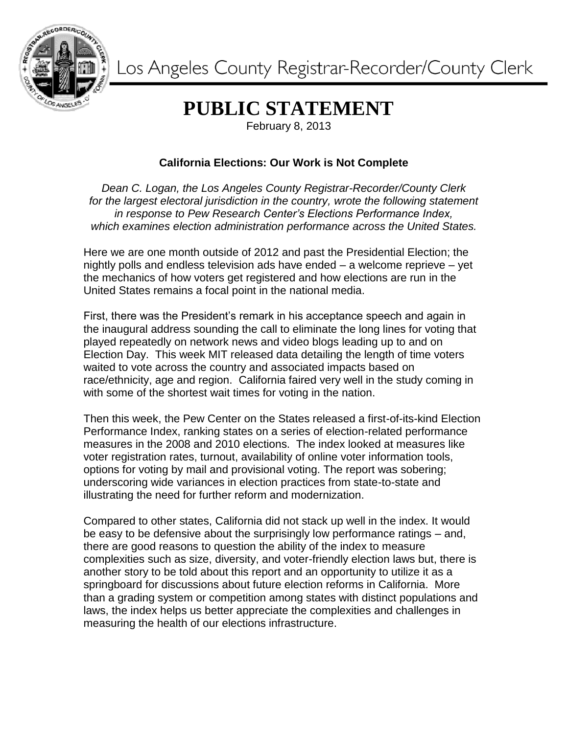Los Angeles County Registrar-Recorder/County Clerk

# PUBLIC STATEMENT

February 8, 2013

**California Elections: Our Work is Not Complete**

*Dean C. Logan, the Los Angeles County Registrar-Recorder/County Clerk for the largest electoral jurisdiction in the country, wrote the following statement in response to Pew Research Center's Elections Performance Index, which examines election administration performance across the United States.*

Here we are one month outside of 2012 and past the Presidential Election; the nightly polls and endless television ads have ended – a welcome reprieve – yet the mechanics of how voters get registered and how elections are run in the United States remains a focal point in the national media.

First, there was the President's remark in his acceptance speech and again in the inaugural address sounding the call to eliminate the long lines for voting that played repeatedly on network news and video blogs leading up to and on Election Day. This week MIT released data detailing the length of time voters waited to vote across the country and associated impacts based on race/ethnicity, age and region. California faired very well in the study coming in with some of the shortest wait times for voting in the nation.

Then this week, the Pew Center on the States released a first-of-its-kind Election Performance Index, ranking states on a series of election-related performance measures in the 2008 and 2010 elections. The index looked at measures like voter registration rates, turnout, availability of online voter information tools, options for voting by mail and provisional voting. The report was sobering; underscoring wide variances in election practices from state-to-state and illustrating the need for further reform and modernization.

Compared to other states, California did not stack up well in the index. It would be easy to be defensive about the surprisingly low performance ratings – and, there are good reasons to question the ability of the index to measure complexities such as size, diversity, and voter-friendly election laws but, there is another story to be told about this report and an opportunity to utilize it as a springboard for discussions about future election reforms in California. More than a grading system or competition among states with distinct populations and laws, the index helps us better appreciate the complexities and challenges in measuring the health of our elections infrastructure.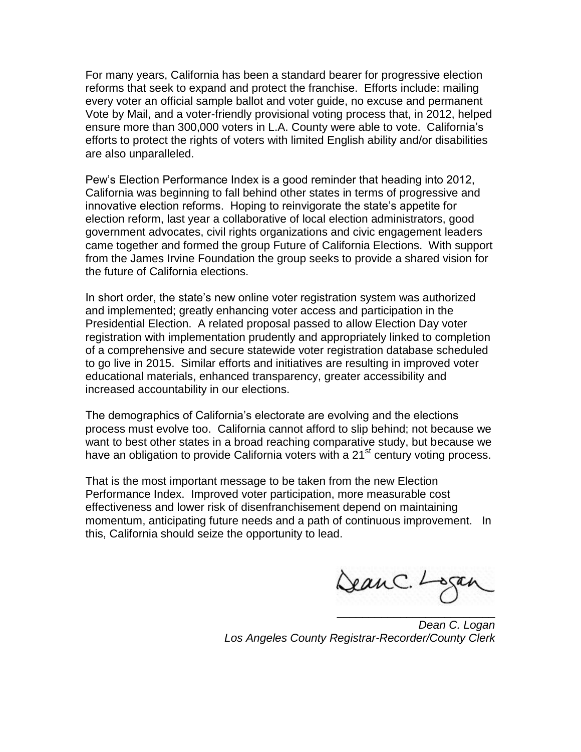For many years, California has been a standard bearer for progressive election reforms that seek to expand and protect the franchise. Efforts include: mailing every voter an official sample ballot and voter guide, no excuse and permanent Vote by Mail, and a voter-friendly provisional voting process that, in 2012, helped ensure more than 300,000 voters in L.A. County were able to vote. California's efforts to protect the rights of voters with limited English ability and/or disabilities are also unparalleled.

Pew's Election Performance Index is a good reminder that heading into 2012, California was beginning to fall behind other states in terms of progressive and innovative election reforms. Hoping to reinvigorate the state's appetite for election reform, last year a collaborative of local election administrators, good government advocates, civil rights organizations and civic engagement leaders came together and formed the group Future of California Elections. With support from the James Irvine Foundation the group seeks to provide a shared vision for the future of California elections.

In short order, the state's new online voter registration system was authorized and implemented; greatly enhancing voter access and participation in the Presidential Election. A related proposal passed to allow Election Day voter registration with implementation prudently and appropriately linked to completion of a comprehensive and secure statewide voter registration database scheduled to go live in 2015. Similar efforts and initiatives are resulting in improved voter educational materials, enhanced transparency, greater accessibility and increased accountability in our elections.

The demographics of California's electorate are evolving and the elections process must evolve too. California cannot afford to slip behind; not because we want to best other states in a broad reaching comparative study, but because we have an obligation to provide California voters with a 21st century voting process.

That is the most important message to be taken from the new Election Performance Index. Improved voter participation, more measurable cost effectiveness and lower risk of disenfranchisement depend on maintaining momentum, anticipating future needs and a path of continuous improvement. In this, California should seize the opportunity to lead.

Dean C. Logan

*Dean C. Logan*
*Los Angeles County Registrar-Recorder/County Clerk*